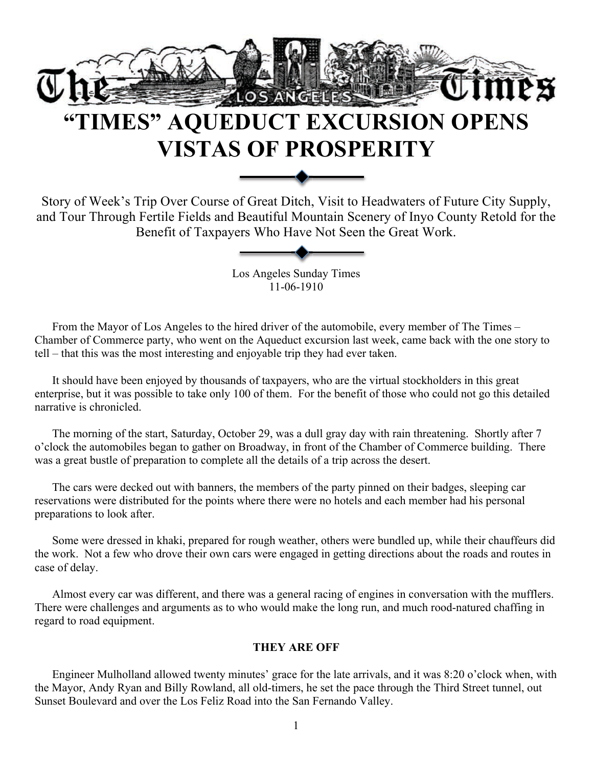# "TIMES" AQUEDUCT EXCURSION OPENS VISTAS OF PROSPERITY

Story of Week's Trip Over Course of Great Ditch, Visit to Headwaters of Future City Supply, and Tour Through Fertile Fields and Beautiful Mountain Scenery of Inyo County Retold for the Benefit of Taxpayers Who Have Not Seen the Great Work.

Los Angeles Sunday Times
11-06-1910

From the Mayor of Los Angeles to the hired driver of the automobile, every member of The Times – Chamber of Commerce party, who went on the Aqueduct excursion last week, came back with the one story to tell – that this was the most interesting and enjoyable trip they had ever taken.

It should have been enjoyed by thousands of taxpayers, who are the virtual stockholders in this great enterprise, but it was possible to take only 100 of them. For the benefit of those who could not go this detailed narrative is chronicled.

The morning of the start, Saturday, October 29, was a dull gray day with rain threatening. Shortly after 7 o'clock the automobiles began to gather on Broadway, in front of the Chamber of Commerce building. There was a great bustle of preparation to complete all the details of a trip across the desert.

The cars were decked out with banners, the members of the party pinned on their badges, sleeping car reservations were distributed for the points where there were no hotels and each member had his personal preparations to look after.

Some were dressed in khaki, prepared for rough weather, others were bundled up, while their chauffeurs did the work. Not a few who drove their own cars were engaged in getting directions about the roads and routes in case of delay.

Almost every car was different, and there was a general racing of engines in conversation with the mufflers. There were challenges and arguments as to who would make the long run, and much rood-natured chaffing in regard to road equipment.

**THEY ARE OFF**

Engineer Mulholland allowed twenty minutes' grace for the late arrivals, and it was 8:20 o'clock when, with the Mayor, Andy Ryan and Billy Rowland, all old-timers, he set the pace through the Third Street tunnel, out Sunset Boulevard and over the Los Feliz Road into the San Fernando Valley.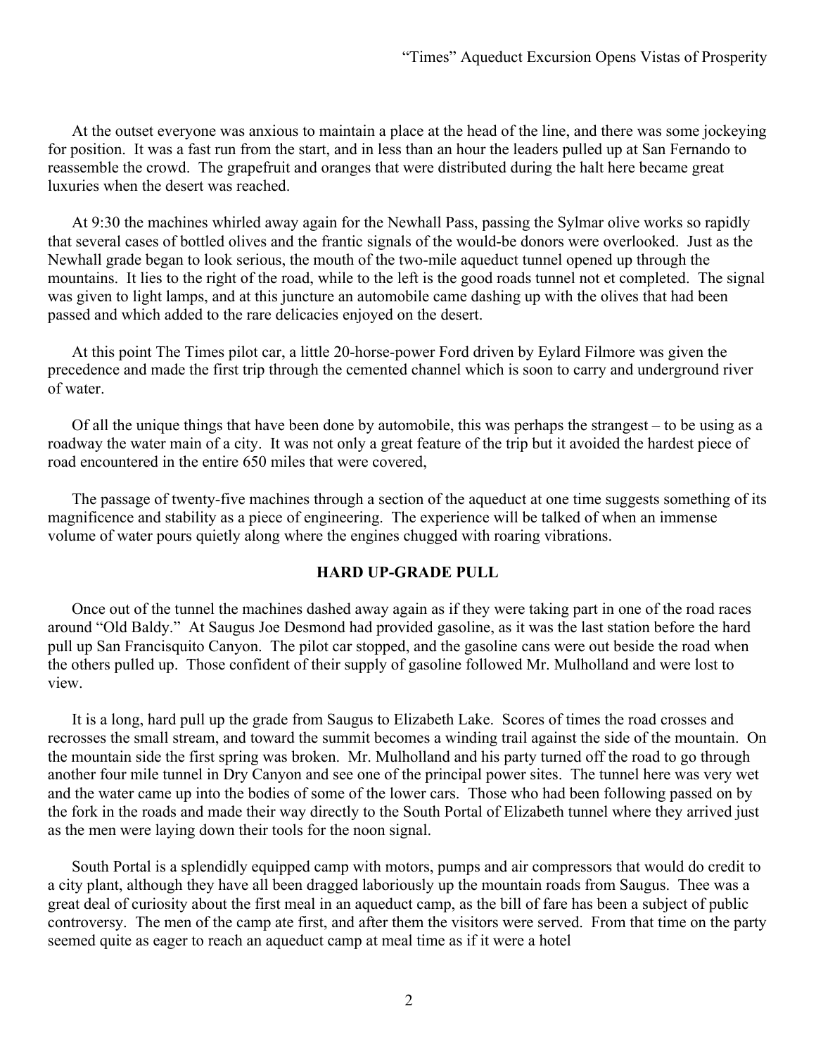At the outset everyone was anxious to maintain a place at the head of the line, and there was some jockeying for position. It was a fast run from the start, and in less than an hour the leaders pulled up at San Fernando to reassemble the crowd. The grapefruit and oranges that were distributed during the halt here became great luxuries when the desert was reached.

At 9:30 the machines whirled away again for the Newhall Pass, passing the Sylmar olive works so rapidly that several cases of bottled olives and the frantic signals of the would-be donors were overlooked. Just as the Newhall grade began to look serious, the mouth of the two-mile aqueduct tunnel opened up through the mountains. It lies to the right of the road, while to the left is the good roads tunnel not et completed. The signal was given to light lamps, and at this juncture an automobile came dashing up with the olives that had been passed and which added to the rare delicacies enjoyed on the desert.

At this point The Times pilot car, a little 20-horse-power Ford driven by Eylard Filmore was given the precedence and made the first trip through the cemented channel which is soon to carry and underground river of water.

Of all the unique things that have been done by automobile, this was perhaps the strangest – to be using as a roadway the water main of a city. It was not only a great feature of the trip but it avoided the hardest piece of road encountered in the entire 650 miles that were covered,

The passage of twenty-five machines through a section of the aqueduct at one time suggests something of its magnificence and stability as a piece of engineering. The experience will be talked of when an immense volume of water pours quietly along where the engines chugged with roaring vibrations.

**HARD UP-GRADE PULL**

Once out of the tunnel the machines dashed away again as if they were taking part in one of the road races around "Old Baldy." At Saugus Joe Desmond had provided gasoline, as it was the last station before the hard pull up San Francisquito Canyon. The pilot car stopped, and the gasoline cans were out beside the road when the others pulled up. Those confident of their supply of gasoline followed Mr. Mulholland and were lost to view.

It is a long, hard pull up the grade from Saugus to Elizabeth Lake. Scores of times the road crosses and recrosses the small stream, and toward the summit becomes a winding trail against the side of the mountain. On the mountain side the first spring was broken. Mr. Mulholland and his party turned off the road to go through another four mile tunnel in Dry Canyon and see one of the principal power sites. The tunnel here was very wet and the water came up into the bodies of some of the lower cars. Those who had been following passed on by the fork in the roads and made their way directly to the South Portal of Elizabeth tunnel where they arrived just as the men were laying down their tools for the noon signal.

South Portal is a splendidly equipped camp with motors, pumps and air compressors that would do credit to a city plant, although they have all been dragged laboriously up the mountain roads from Saugus. Thee was a great deal of curiosity about the first meal in an aqueduct camp, as the bill of fare has been a subject of public controversy. The men of the camp ate first, and after them the visitors were served. From that time on the party seemed quite as eager to reach an aqueduct camp at meal time as if it were a hotel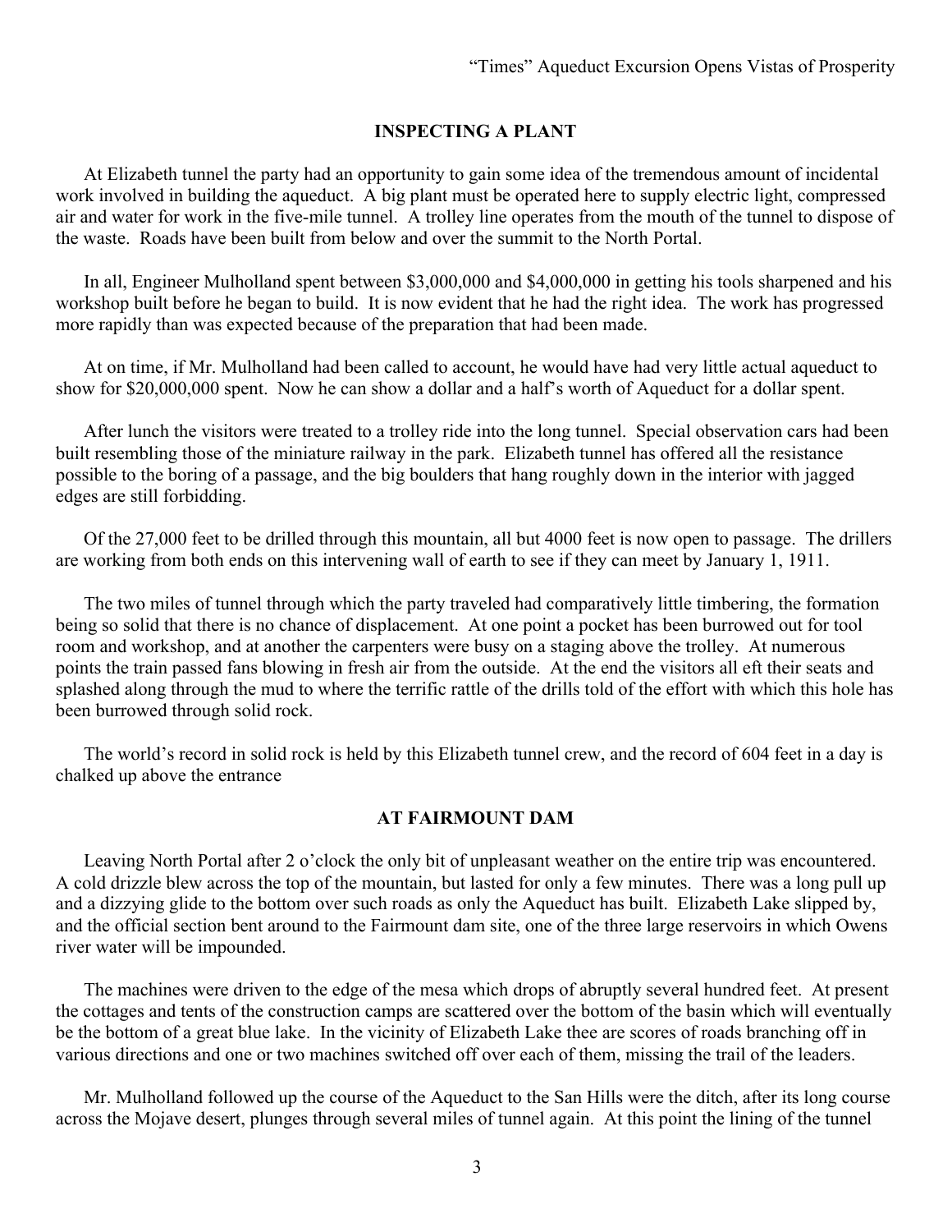## INSPECTING A PLANT

At Elizabeth tunnel the party had an opportunity to gain some idea of the tremendous amount of incidental work involved in building the aqueduct. A big plant must be operated here to supply electric light, compressed air and water for work in the five-mile tunnel. A trolley line operates from the mouth of the tunnel to dispose of the waste. Roads have been built from below and over the summit to the North Portal.

In all, Engineer Mulholland spent between $3,000,000 and $4,000,000 in getting his tools sharpened and his workshop built before he began to build. It is now evident that he had the right idea. The work has progressed more rapidly than was expected because of the preparation that had been made.

At on time, if Mr. Mulholland had been called to account, he would have had very little actual aqueduct to show for $20,000,000 spent. Now he can show a dollar and a half's worth of Aqueduct for a dollar spent.

After lunch the visitors were treated to a trolley ride into the long tunnel. Special observation cars had been built resembling those of the miniature railway in the park. Elizabeth tunnel has offered all the resistance possible to the boring of a passage, and the big boulders that hang roughly down in the interior with jagged edges are still forbidding.

Of the 27,000 feet to be drilled through this mountain, all but 4000 feet is now open to passage. The drillers are working from both ends on this intervening wall of earth to see if they can meet by January 1, 1911.

The two miles of tunnel through which the party traveled had comparatively little timbering, the formation being so solid that there is no chance of displacement. At one point a pocket has been burrowed out for tool room and workshop, and at another the carpenters were busy on a staging above the trolley. At numerous points the train passed fans blowing in fresh air from the outside. At the end the visitors all eft their seats and splashed along through the mud to where the terrific rattle of the drills told of the effort with which this hole has been burrowed through solid rock.

The world's record in solid rock is held by this Elizabeth tunnel crew, and the record of 604 feet in a day is chalked up above the entrance

## AT FAIRMOUNT DAM

Leaving North Portal after 2 o'clock the only bit of unpleasant weather on the entire trip was encountered. A cold drizzle blew across the top of the mountain, but lasted for only a few minutes. There was a long pull up and a dizzying glide to the bottom over such roads as only the Aqueduct has built. Elizabeth Lake slipped by, and the official section bent around to the Fairmount dam site, one of the three large reservoirs in which Owens river water will be impounded.

The machines were driven to the edge of the mesa which drops of abruptly several hundred feet. At present the cottages and tents of the construction camps are scattered over the bottom of the basin which will eventually be the bottom of a great blue lake. In the vicinity of Elizabeth Lake thee are scores of roads branching off in various directions and one or two machines switched off over each of them, missing the trail of the leaders.

Mr. Mulholland followed up the course of the Aqueduct to the San Hills were the ditch, after its long course across the Mojave desert, plunges through several miles of tunnel again. At this point the lining of the tunnel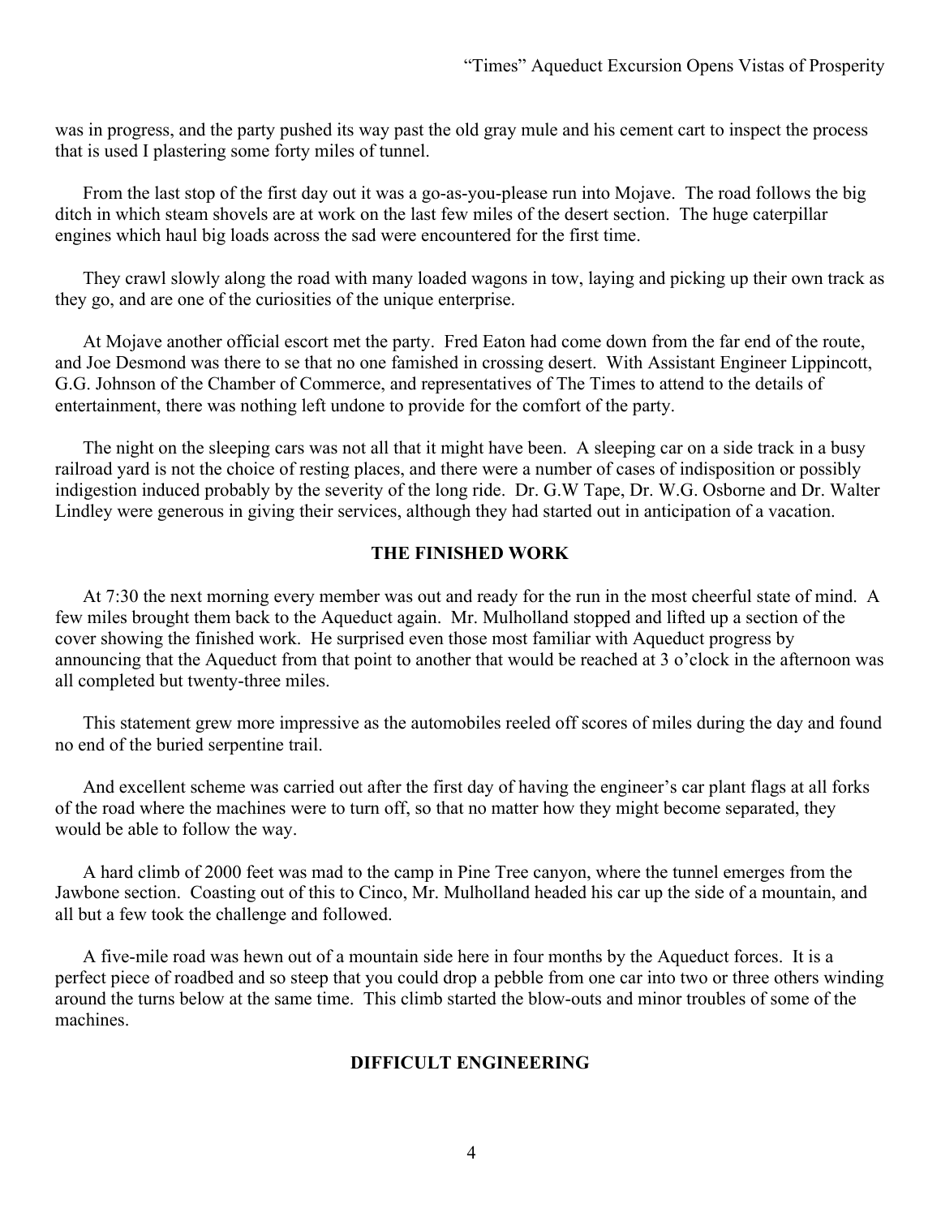was in progress, and the party pushed its way past the old gray mule and his cement cart to inspect the process that is used I plastering some forty miles of tunnel.

From the last stop of the first day out it was a go-as-you-please run into Mojave. The road follows the big ditch in which steam shovels are at work on the last few miles of the desert section. The huge caterpillar engines which haul big loads across the sad were encountered for the first time.

They crawl slowly along the road with many loaded wagons in tow, laying and picking up their own track as they go, and are one of the curiosities of the unique enterprise.

At Mojave another official escort met the party. Fred Eaton had come down from the far end of the route, and Joe Desmond was there to se that no one famished in crossing desert. With Assistant Engineer Lippincott, G.G. Johnson of the Chamber of Commerce, and representatives of The Times to attend to the details of entertainment, there was nothing left undone to provide for the comfort of the party.

The night on the sleeping cars was not all that it might have been. A sleeping car on a side track in a busy railroad yard is not the choice of resting places, and there were a number of cases of indisposition or possibly indigestion induced probably by the severity of the long ride. Dr. G.W Tape, Dr. W.G. Osborne and Dr. Walter Lindley were generous in giving their services, although they had started out in anticipation of a vacation.

## THE FINISHED WORK

At 7:30 the next morning every member was out and ready for the run in the most cheerful state of mind. A few miles brought them back to the Aqueduct again. Mr. Mulholland stopped and lifted up a section of the cover showing the finished work. He surprised even those most familiar with Aqueduct progress by announcing that the Aqueduct from that point to another that would be reached at 3 o'clock in the afternoon was all completed but twenty-three miles.

This statement grew more impressive as the automobiles reeled off scores of miles during the day and found no end of the buried serpentine trail.

And excellent scheme was carried out after the first day of having the engineer's car plant flags at all forks of the road where the machines were to turn off, so that no matter how they might become separated, they would be able to follow the way.

A hard climb of 2000 feet was mad to the camp in Pine Tree canyon, where the tunnel emerges from the Jawbone section. Coasting out of this to Cinco, Mr. Mulholland headed his car up the side of a mountain, and all but a few took the challenge and followed.

A five-mile road was hewn out of a mountain side here in four months by the Aqueduct forces. It is a perfect piece of roadbed and so steep that you could drop a pebble from one car into two or three others winding around the turns below at the same time. This climb started the blow-outs and minor troubles of some of the machines.

## DIFFICULT ENGINEERING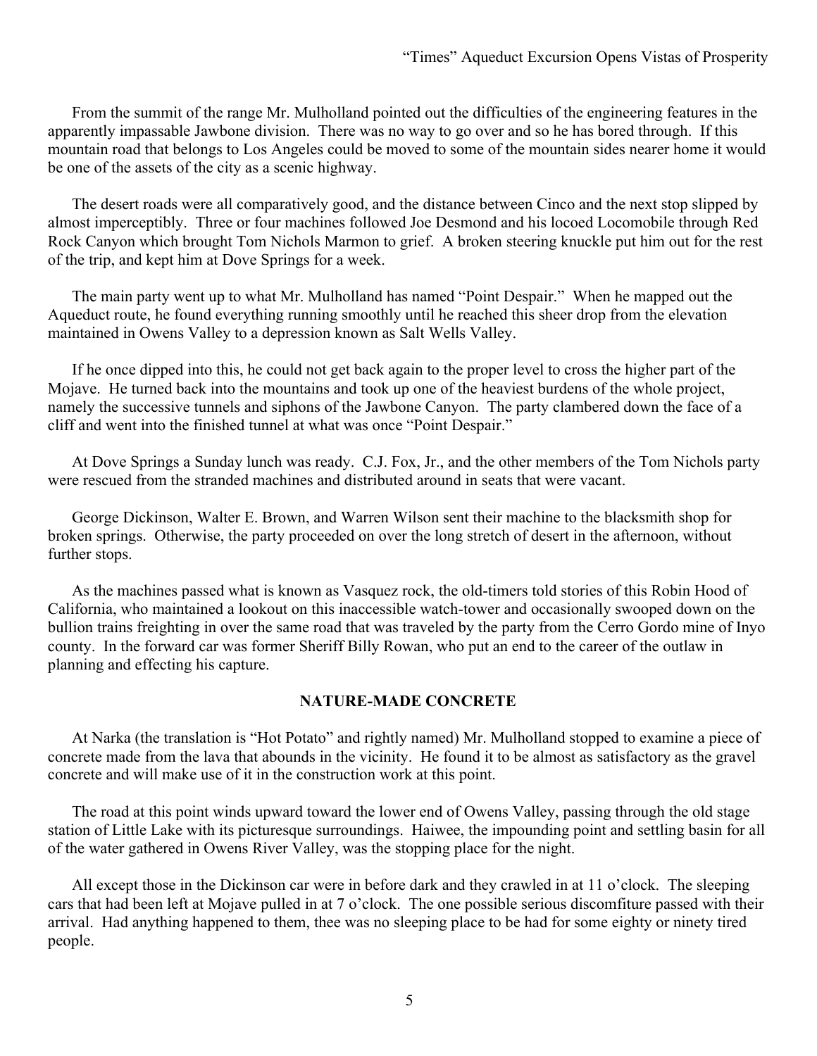From the summit of the range Mr. Mulholland pointed out the difficulties of the engineering features in the apparently impassable Jawbone division. There was no way to go over and so he has bored through. If this mountain road that belongs to Los Angeles could be moved to some of the mountain sides nearer home it would be one of the assets of the city as a scenic highway.

The desert roads were all comparatively good, and the distance between Cinco and the next stop slipped by almost imperceptibly. Three or four machines followed Joe Desmond and his locoed Locomobile through Red Rock Canyon which brought Tom Nichols Marmon to grief. A broken steering knuckle put him out for the rest of the trip, and kept him at Dove Springs for a week.

The main party went up to what Mr. Mulholland has named "Point Despair." When he mapped out the Aqueduct route, he found everything running smoothly until he reached this sheer drop from the elevation maintained in Owens Valley to a depression known as Salt Wells Valley.

If he once dipped into this, he could not get back again to the proper level to cross the higher part of the Mojave. He turned back into the mountains and took up one of the heaviest burdens of the whole project, namely the successive tunnels and siphons of the Jawbone Canyon. The party clambered down the face of a cliff and went into the finished tunnel at what was once "Point Despair."

At Dove Springs a Sunday lunch was ready. C.J. Fox, Jr., and the other members of the Tom Nichols party were rescued from the stranded machines and distributed around in seats that were vacant.

George Dickinson, Walter E. Brown, and Warren Wilson sent their machine to the blacksmith shop for broken springs. Otherwise, the party proceeded on over the long stretch of desert in the afternoon, without further stops.

As the machines passed what is known as Vasquez rock, the old-timers told stories of this Robin Hood of California, who maintained a lookout on this inaccessible watch-tower and occasionally swooped down on the bullion trains freighting in over the same road that was traveled by the party from the Cerro Gordo mine of Inyo county. In the forward car was former Sheriff Billy Rowan, who put an end to the career of the outlaw in planning and effecting his capture.

## NATURE-MADE CONCRETE

At Narka (the translation is "Hot Potato" and rightly named) Mr. Mulholland stopped to examine a piece of concrete made from the lava that abounds in the vicinity. He found it to be almost as satisfactory as the gravel concrete and will make use of it in the construction work at this point.

The road at this point winds upward toward the lower end of Owens Valley, passing through the old stage station of Little Lake with its picturesque surroundings. Haiwee, the impounding point and settling basin for all of the water gathered in Owens River Valley, was the stopping place for the night.

All except those in the Dickinson car were in before dark and they crawled in at 11 o'clock. The sleeping cars that had been left at Mojave pulled in at 7 o'clock. The one possible serious discomfiture passed with their arrival. Had anything happened to them, thee was no sleeping place to be had for some eighty or ninety tired people.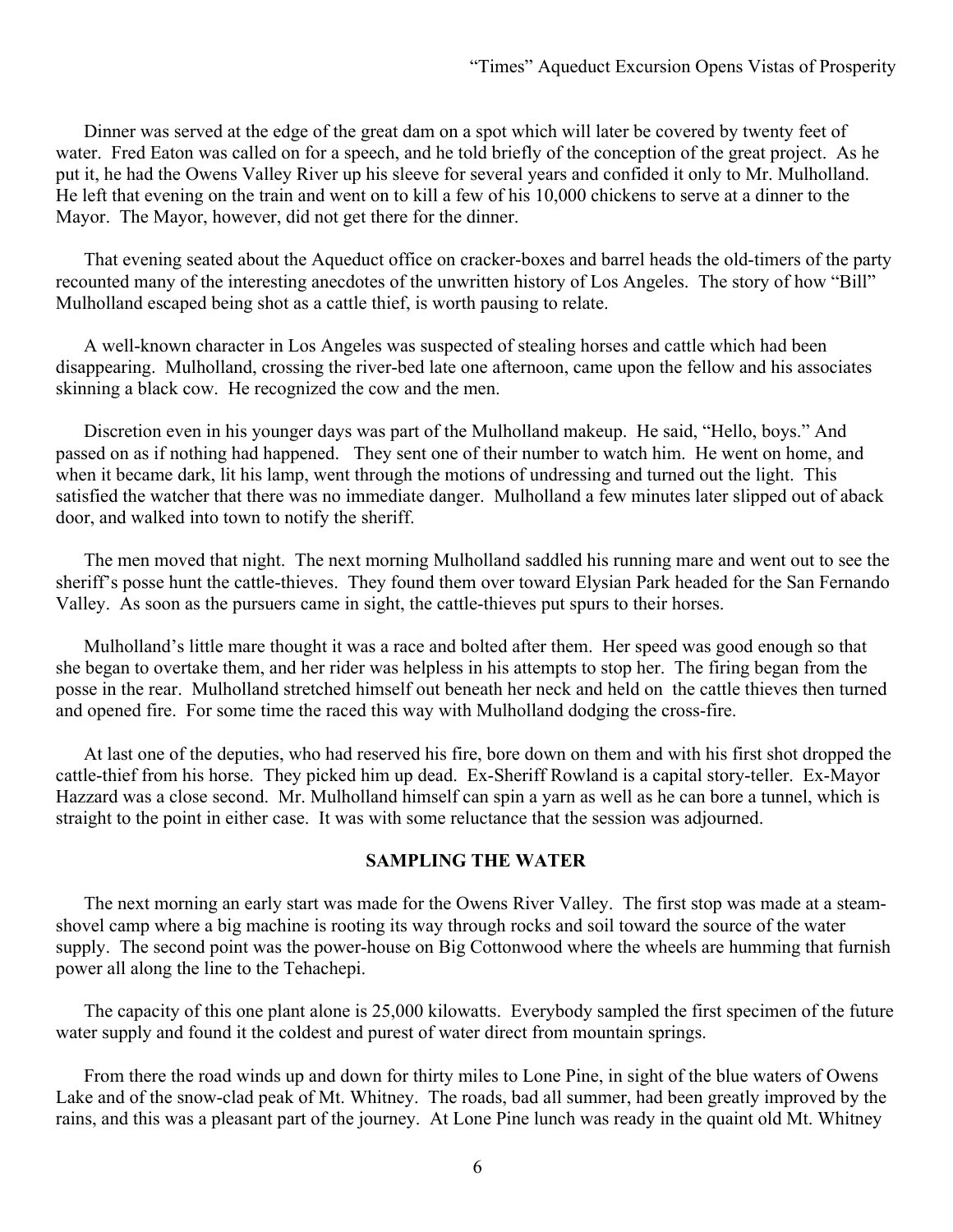Dinner was served at the edge of the great dam on a spot which will later be covered by twenty feet of water. Fred Eaton was called on for a speech, and he told briefly of the conception of the great project. As he put it, he had the Owens Valley River up his sleeve for several years and confided it only to Mr. Mulholland. He left that evening on the train and went on to kill a few of his 10,000 chickens to serve at a dinner to the Mayor. The Mayor, however, did not get there for the dinner.

That evening seated about the Aqueduct office on cracker-boxes and barrel heads the old-timers of the party recounted many of the interesting anecdotes of the unwritten history of Los Angeles. The story of how "Bill" Mulholland escaped being shot as a cattle thief, is worth pausing to relate.

A well-known character in Los Angeles was suspected of stealing horses and cattle which had been disappearing. Mulholland, crossing the river-bed late one afternoon, came upon the fellow and his associates skinning a black cow. He recognized the cow and the men.

Discretion even in his younger days was part of the Mulholland makeup. He said, "Hello, boys." And passed on as if nothing had happened. They sent one of their number to watch him. He went on home, and when it became dark, lit his lamp, went through the motions of undressing and turned out the light. This satisfied the watcher that there was no immediate danger. Mulholland a few minutes later slipped out of aback door, and walked into town to notify the sheriff.

The men moved that night. The next morning Mulholland saddled his running mare and went out to see the sheriff's posse hunt the cattle-thieves. They found them over toward Elysian Park headed for the San Fernando Valley. As soon as the pursuers came in sight, the cattle-thieves put spurs to their horses.

Mulholland's little mare thought it was a race and bolted after them. Her speed was good enough so that she began to overtake them, and her rider was helpless in his attempts to stop her. The firing began from the posse in the rear. Mulholland stretched himself out beneath her neck and held on the cattle thieves then turned and opened fire. For some time the raced this way with Mulholland dodging the cross-fire.

At last one of the deputies, who had reserved his fire, bore down on them and with his first shot dropped the cattle-thief from his horse. They picked him up dead. Ex-Sheriff Rowland is a capital story-teller. Ex-Mayor Hazzard was a close second. Mr. Mulholland himself can spin a yarn as well as he can bore a tunnel, which is straight to the point in either case. It was with some reluctance that the session was adjourned.

**SAMPLING THE WATER**

The next morning an early start was made for the Owens River Valley. The first stop was made at a steam-shovel camp where a big machine is rooting its way through rocks and soil toward the source of the water supply. The second point was the power-house on Big Cottonwood where the wheels are humming that furnish power all along the line to the Tehachepi.

The capacity of this one plant alone is 25,000 kilowatts. Everybody sampled the first specimen of the future water supply and found it the coldest and purest of water direct from mountain springs.

From there the road winds up and down for thirty miles to Lone Pine, in sight of the blue waters of Owens Lake and of the snow-clad peak of Mt. Whitney. The roads, bad all summer, had been greatly improved by the rains, and this was a pleasant part of the journey. At Lone Pine lunch was ready in the quaint old Mt. Whitney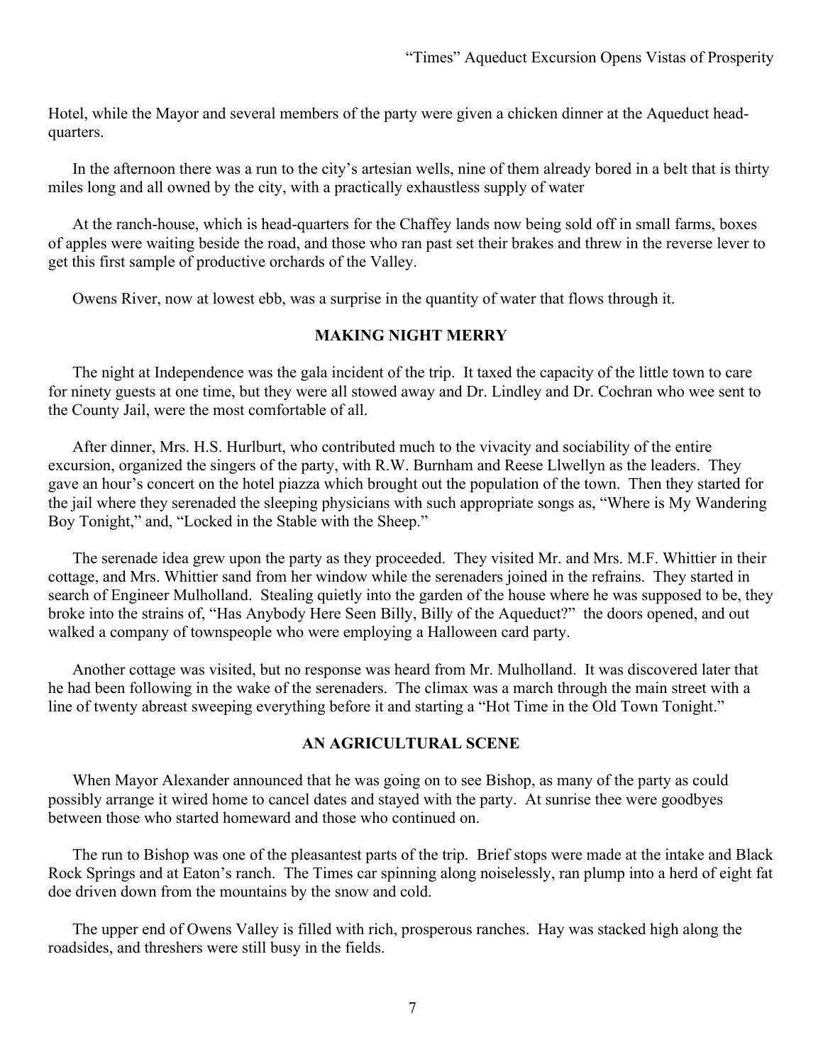Hotel, while the Mayor and several members of the party were given a chicken dinner at the Aqueduct head-quarters.

In the afternoon there was a run to the city's artesian wells, nine of them already bored in a belt that is thirty miles long and all owned by the city, with a practically exhaustless supply of water

At the ranch-house, which is head-quarters for the Chaffey lands now being sold off in small farms, boxes of apples were waiting beside the road, and those who ran past set their brakes and threw in the reverse lever to get this first sample of productive orchards of the Valley.

Owens River, now at lowest ebb, was a surprise in the quantity of water that flows through it.

**MAKING NIGHT MERRY**

The night at Independence was the gala incident of the trip. It taxed the capacity of the little town to care for ninety guests at one time, but they were all stowed away and Dr. Lindley and Dr. Cochran who wee sent to the County Jail, were the most comfortable of all.

After dinner, Mrs. H.S. Hurlburt, who contributed much to the vivacity and sociability of the entire excursion, organized the singers of the party, with R.W. Burnham and Reese Llwellyn as the leaders. They gave an hour's concert on the hotel piazza which brought out the population of the town. Then they started for the jail where they serenaded the sleeping physicians with such appropriate songs as, "Where is My Wandering Boy Tonight," and, "Locked in the Stable with the Sheep."

The serenade idea grew upon the party as they proceeded. They visited Mr. and Mrs. M.F. Whittier in their cottage, and Mrs. Whittier sand from her window while the serenaders joined in the refrains. They started in search of Engineer Mulholland. Stealing quietly into the garden of the house where he was supposed to be, they broke into the strains of, "Has Anybody Here Seen Billy, Billy of the Aqueduct?" the doors opened, and out walked a company of townspeople who were employing a Halloween card party.

Another cottage was visited, but no response was heard from Mr. Mulholland. It was discovered later that he had been following in the wake of the serenaders. The climax was a march through the main street with a line of twenty abreast sweeping everything before it and starting a "Hot Time in the Old Town Tonight."

**AN AGRICULTURAL SCENE**

When Mayor Alexander announced that he was going on to see Bishop, as many of the party as could possibly arrange it wired home to cancel dates and stayed with the party. At sunrise thee were goodbyes between those who started homeward and those who continued on.

The run to Bishop was one of the pleasantest parts of the trip. Brief stops were made at the intake and Black Rock Springs and at Eaton's ranch. The Times car spinning along noiselessly, ran plump into a herd of eight fat doe driven down from the mountains by the snow and cold.

The upper end of Owens Valley is filled with rich, prosperous ranches. Hay was stacked high along the roadsides, and threshers were still busy in the fields.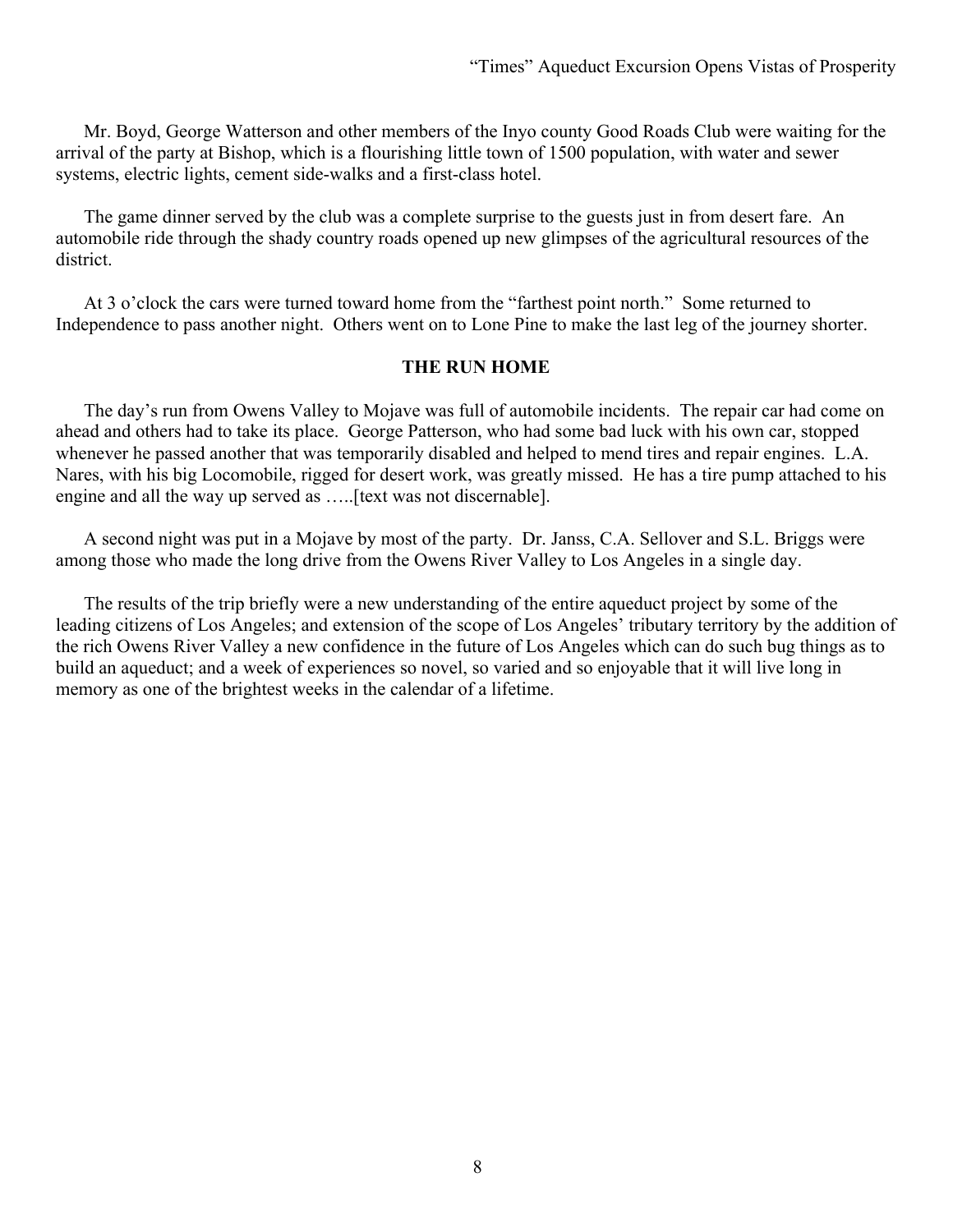Mr. Boyd, George Watterson and other members of the Inyo county Good Roads Club were waiting for the arrival of the party at Bishop, which is a flourishing little town of 1500 population, with water and sewer systems, electric lights, cement side-walks and a first-class hotel.

The game dinner served by the club was a complete surprise to the guests just in from desert fare. An automobile ride through the shady country roads opened up new glimpses of the agricultural resources of the district.

At 3 o'clock the cars were turned toward home from the "farthest point north." Some returned to Independence to pass another night. Others went on to Lone Pine to make the last leg of the journey shorter.

### THE RUN HOME

The day's run from Owens Valley to Mojave was full of automobile incidents. The repair car had come on ahead and others had to take its place. George Patterson, who had some bad luck with his own car, stopped whenever he passed another that was temporarily disabled and helped to mend tires and repair engines. L.A. Nares, with his big Locomobile, rigged for desert work, was greatly missed. He has a tire pump attached to his engine and all the way up served as …..[text was not discernable].

A second night was put in a Mojave by most of the party. Dr. Janss, C.A. Sellover and S.L. Briggs were among those who made the long drive from the Owens River Valley to Los Angeles in a single day.

The results of the trip briefly were a new understanding of the entire aqueduct project by some of the leading citizens of Los Angeles; and extension of the scope of Los Angeles' tributary territory by the addition of the rich Owens River Valley a new confidence in the future of Los Angeles which can do such bug things as to build an aqueduct; and a week of experiences so novel, so varied and so enjoyable that it will live long in memory as one of the brightest weeks in the calendar of a lifetime.